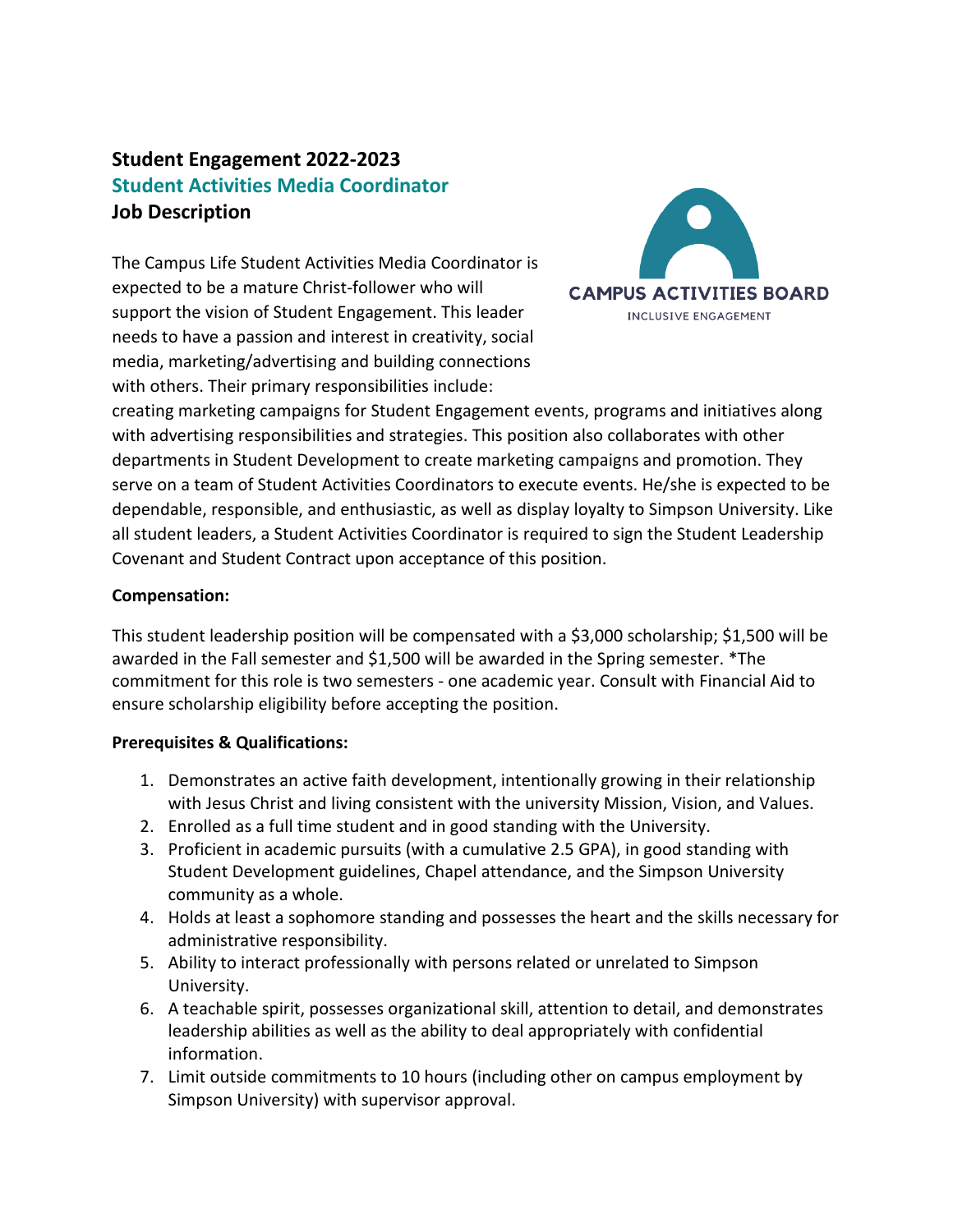# Student Engagement 2022-2023

## Student Activities Media Coordinator

## Job Description

CAMPUS ACTIVITIES BOARD
INCLUSIVE ENGAGEMENT

The Campus Life Student Activities Media Coordinator is expected to be a mature Christ-follower who will support the vision of Student Engagement. This leader needs to have a passion and interest in creativity, social media, marketing/advertising and building connections with others. Their primary responsibilities include: creating marketing campaigns for Student Engagement events, programs and initiatives along with advertising responsibilities and strategies. This position also collaborates with other departments in Student Development to create marketing campaigns and promotion. They serve on a team of Student Activities Coordinators to execute events. He/she is expected to be dependable, responsible, and enthusiastic, as well as display loyalty to Simpson University. Like all student leaders, a Student Activities Coordinator is required to sign the Student Leadership Covenant and Student Contract upon acceptance of this position.

**Compensation:**

This student leadership position will be compensated with a $3,000 scholarship; $1,500 will be awarded in the Fall semester and $1,500 will be awarded in the Spring semester. *The commitment for this role is two semesters - one academic year. Consult with Financial Aid to ensure scholarship eligibility before accepting the position.

**Prerequisites & Qualifications:**

1. Demonstrates an active faith development, intentionally growing in their relationship with Jesus Christ and living consistent with the university Mission, Vision, and Values.
2. Enrolled as a full time student and in good standing with the University.
3. Proficient in academic pursuits (with a cumulative 2.5 GPA), in good standing with Student Development guidelines, Chapel attendance, and the Simpson University community as a whole.
4. Holds at least a sophomore standing and possesses the heart and the skills necessary for administrative responsibility.
5. Ability to interact professionally with persons related or unrelated to Simpson University.
6. A teachable spirit, possesses organizational skill, attention to detail, and demonstrates leadership abilities as well as the ability to deal appropriately with confidential information.
7. Limit outside commitments to 10 hours (including other on campus employment by Simpson University) with supervisor approval.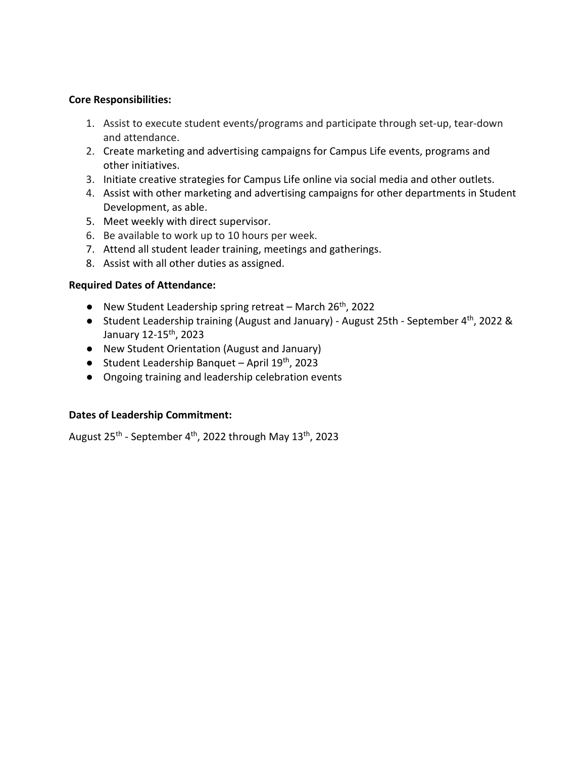**Core Responsibilities:**

1. Assist to execute student events/programs and participate through set-up, tear-down and attendance.
2. Create marketing and advertising campaigns for Campus Life events, programs and other initiatives.
3. Initiate creative strategies for Campus Life online via social media and other outlets.
4. Assist with other marketing and advertising campaigns for other departments in Student Development, as able.
5. Meet weekly with direct supervisor.
6. Be available to work up to 10 hours per week.
7. Attend all student leader training, meetings and gatherings.
8. Assist with all other duties as assigned.

**Required Dates of Attendance:**

- New Student Leadership spring retreat – March 26th, 2022
- Student Leadership training (August and January) - August 25th - September 4th, 2022 & January 12-15th, 2023
- New Student Orientation (August and January)
- Student Leadership Banquet – April 19th, 2023
- Ongoing training and leadership celebration events

**Dates of Leadership Commitment:**

August 25th - September 4th, 2022 through May 13th, 2023